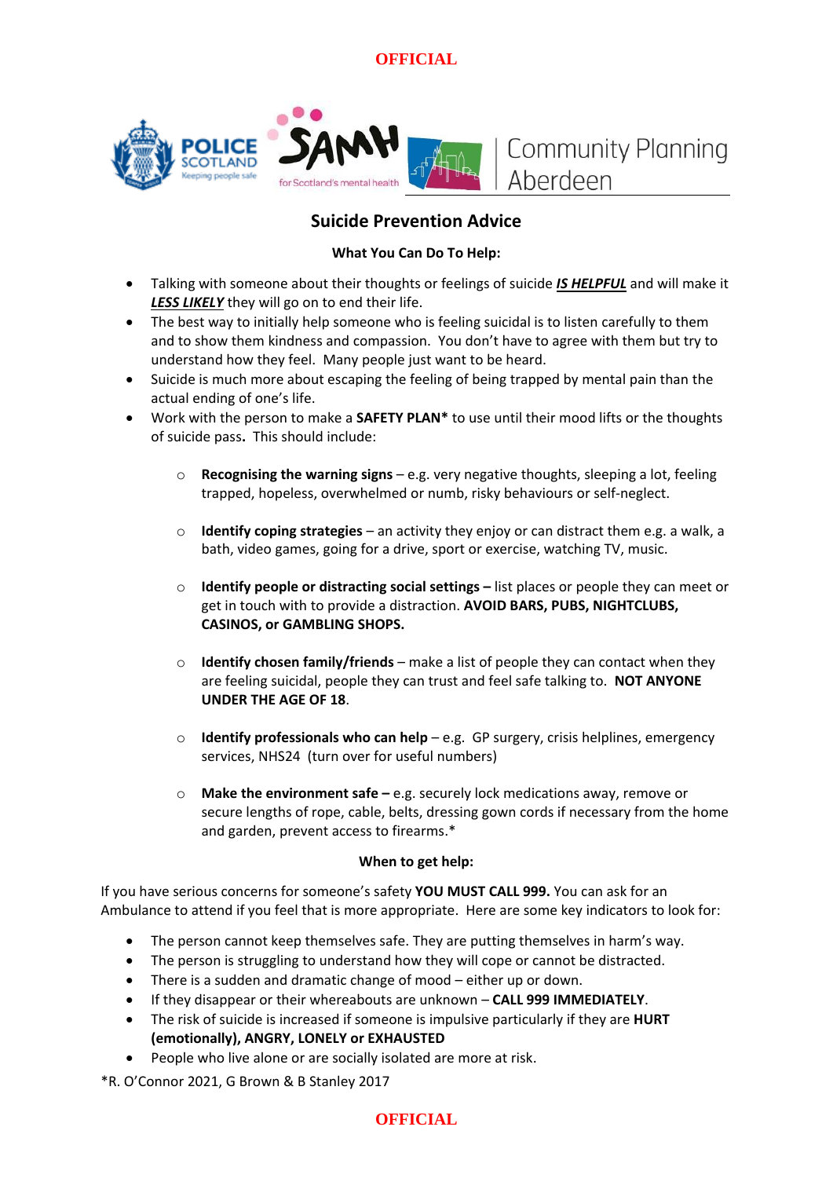# Suicide Prevention Advice

**What You Can Do To Help:**

- Talking with someone about their thoughts or feelings of suicide ***IS HELPFUL*** and will make it ***LESS LIKELY*** they will go on to end their life.
- The best way to initially help someone who is feeling suicidal is to listen carefully to them and to show them kindness and compassion. You don't have to agree with them but try to understand how they feel. Many people just want to be heard.
- Suicide is much more about escaping the feeling of being trapped by mental pain than the actual ending of one's life.
- Work with the person to make a **SAFETY PLAN*** to use until their mood lifts or the thoughts of suicide pass**.** This should include:
  - **Recognising the warning signs** – e.g. very negative thoughts, sleeping a lot, feeling trapped, hopeless, overwhelmed or numb, risky behaviours or self-neglect.
  - **Identify coping strategies** – an activity they enjoy or can distract them e.g. a walk, a bath, video games, going for a drive, sport or exercise, watching TV, music.
  - **Identify people or distracting social settings –** list places or people they can meet or get in touch with to provide a distraction. **AVOID BARS, PUBS, NIGHTCLUBS, CASINOS, or GAMBLING SHOPS.**
  - **Identify chosen family/friends** – make a list of people they can contact when they are feeling suicidal, people they can trust and feel safe talking to. **NOT ANYONE UNDER THE AGE OF 18**.
  - **Identify professionals who can help** – e.g. GP surgery, crisis helplines, emergency services, NHS24 (turn over for useful numbers)
  - **Make the environment safe –** e.g. securely lock medications away, remove or secure lengths of rope, cable, belts, dressing gown cords if necessary from the home and garden, prevent access to firearms.*

**When to get help:**

If you have serious concerns for someone's safety **YOU MUST CALL 999.** You can ask for an Ambulance to attend if you feel that is more appropriate. Here are some key indicators to look for:

- The person cannot keep themselves safe. They are putting themselves in harm's way.
- The person is struggling to understand how they will cope or cannot be distracted.
- There is a sudden and dramatic change of mood – either up or down.
- If they disappear or their whereabouts are unknown – **CALL 999 IMMEDIATELY**.
- The risk of suicide is increased if someone is impulsive particularly if they are **HURT (emotionally), ANGRY, LONELY or EXHAUSTED**
- People who live alone or are socially isolated are more at risk.

*R. O'Connor 2021, G Brown & B Stanley 2017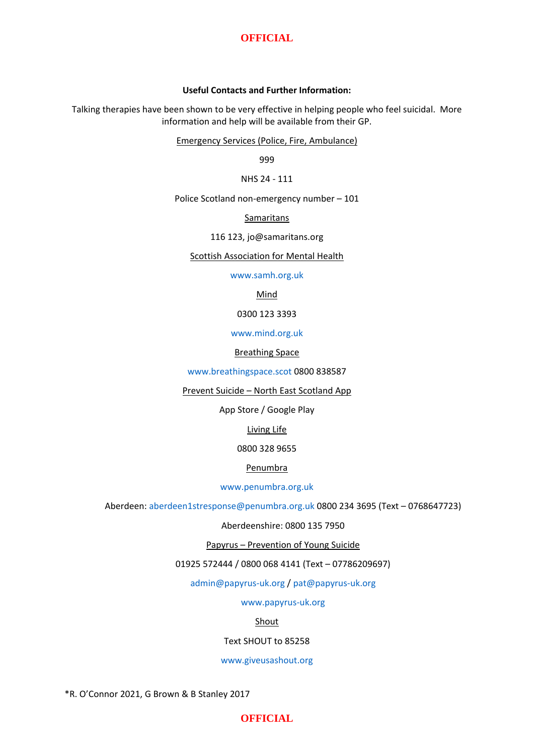**Useful Contacts and Further Information:**

Talking therapies have been shown to be very effective in helping people who feel suicidal. More information and help will be available from their GP.

Emergency Services (Police, Fire, Ambulance)

999

NHS 24 - 111

Police Scotland non-emergency number – 101

Samaritans

116 123, jo@samaritans.org

Scottish Association for Mental Health

www.samh.org.uk

Mind

0300 123 3393

www.mind.org.uk

Breathing Space

www.breathingspace.scot 0800 838587

Prevent Suicide – North East Scotland App

App Store / Google Play

Living Life

0800 328 9655

Penumbra

www.penumbra.org.uk

Aberdeen: aberdeen1stresponse@penumbra.org.uk 0800 234 3695 (Text – 0768647723)

Aberdeenshire: 0800 135 7950

Papyrus – Prevention of Young Suicide

01925 572444 / 0800 068 4141 (Text – 07786209697)

admin@papyrus-uk.org / pat@papyrus-uk.org

www.papyrus-uk.org

Shout

Text SHOUT to 85258

www.giveusashout.org

*R. O'Connor 2021, G Brown & B Stanley 2017